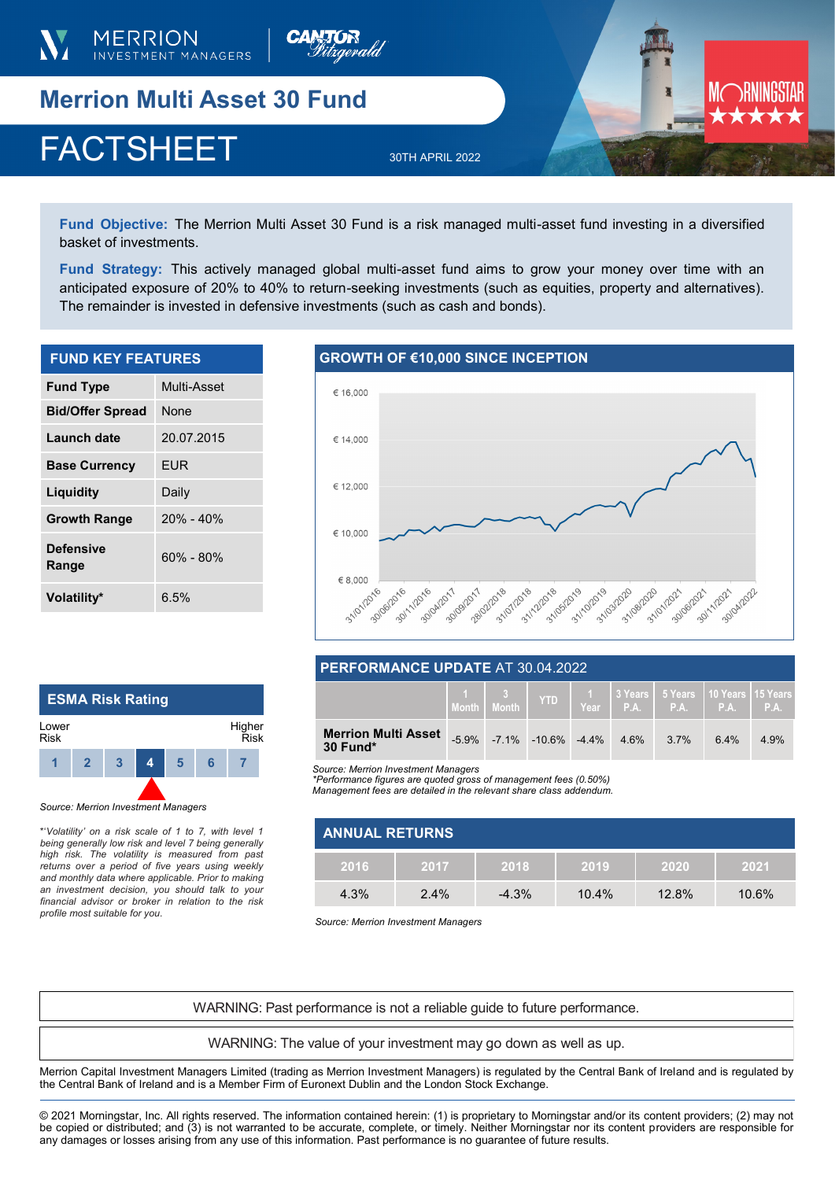MERRION INVESTMENT MANAGERS | CANTOR Fitzgerald

# Merrion Multi Asset 30 Fund

# FACTSHEET

30TH APRIL 2022

MORNINGSTAR ★★★★★

**Fund Objective:** The Merrion Multi Asset 30 Fund is a risk managed multi-asset fund investing in a diversified basket of investments.

**Fund Strategy:** This actively managed global multi-asset fund aims to grow your money over time with an anticipated exposure of 20% to 40% to return-seeking investments (such as equities, property and alternatives). The remainder is invested in defensive investments (such as cash and bonds).

## FUND KEY FEATURES

| | |
|---|---|
| **Fund Type** | Multi-Asset |
| **Bid/Offer Spread** | None |
| **Launch date** | 20.07.2015 |
| **Base Currency** | EUR |
| **Liquidity** | Daily |
| **Growth Range** | 20% - 40% |
| **Defensive Range** | 60% - 80% |
| **Volatility*** | 6.5% |

## GROWTH OF €10,000 SINCE INCEPTION

## ESMA Risk Rating

Lower Risk — Higher Risk

| 1 | 2 | 3 | **4** | 5 | 6 | 7 |
|---|---|---|---|---|---|---|

*Source: Merrion Investment Managers*

*\*'Volatility' on a risk scale of 1 to 7, with level 1 being generally low risk and level 7 being generally high risk. The volatility is measured from past returns over a period of five years using weekly and monthly data where applicable. Prior to making an investment decision, you should talk to your financial advisor or broker in relation to the risk profile most suitable for you.*

## PERFORMANCE UPDATE AT 30.04.2022

| | 1 Month | 3 Month | YTD | 1 Year | 3 Years P.A. | 5 Years P.A. | 10 Years P.A. | 15 Years P.A. |
|---|---|---|---|---|---|---|---|---|
| **Merrion Multi Asset 30 Fund*** | -5.9% | -7.1% | -10.6% | -4.4% | 4.6% | 3.7% | 6.4% | 4.9% |

*Source: Merrion Investment Managers*
*\*Performance figures are quoted gross of management fees (0.50%)*
*Management fees are detailed in the relevant share class addendum.*

## ANNUAL RETURNS

| 2016 | 2017 | 2018 | 2019 | 2020 | 2021 |
|---|---|---|---|---|---|
| 4.3% | 2.4% | -4.3% | 10.4% | 12.8% | 10.6% |

*Source: Merrion Investment Managers*

WARNING: Past performance is not a reliable guide to future performance.

WARNING: The value of your investment may go down as well as up.

Merrion Capital Investment Managers Limited (trading as Merrion Investment Managers) is regulated by the Central Bank of Ireland and is regulated by the Central Bank of Ireland and is a Member Firm of Euronext Dublin and the London Stock Exchange.

© 2021 Morningstar, Inc. All rights reserved. The information contained herein: (1) is proprietary to Morningstar and/or its content providers; (2) may not be copied or distributed; and (3) is not warranted to be accurate, complete, or timely. Neither Morningstar nor its content providers are responsible for any damages or losses arising from any use of this information. Past performance is no guarantee of future results.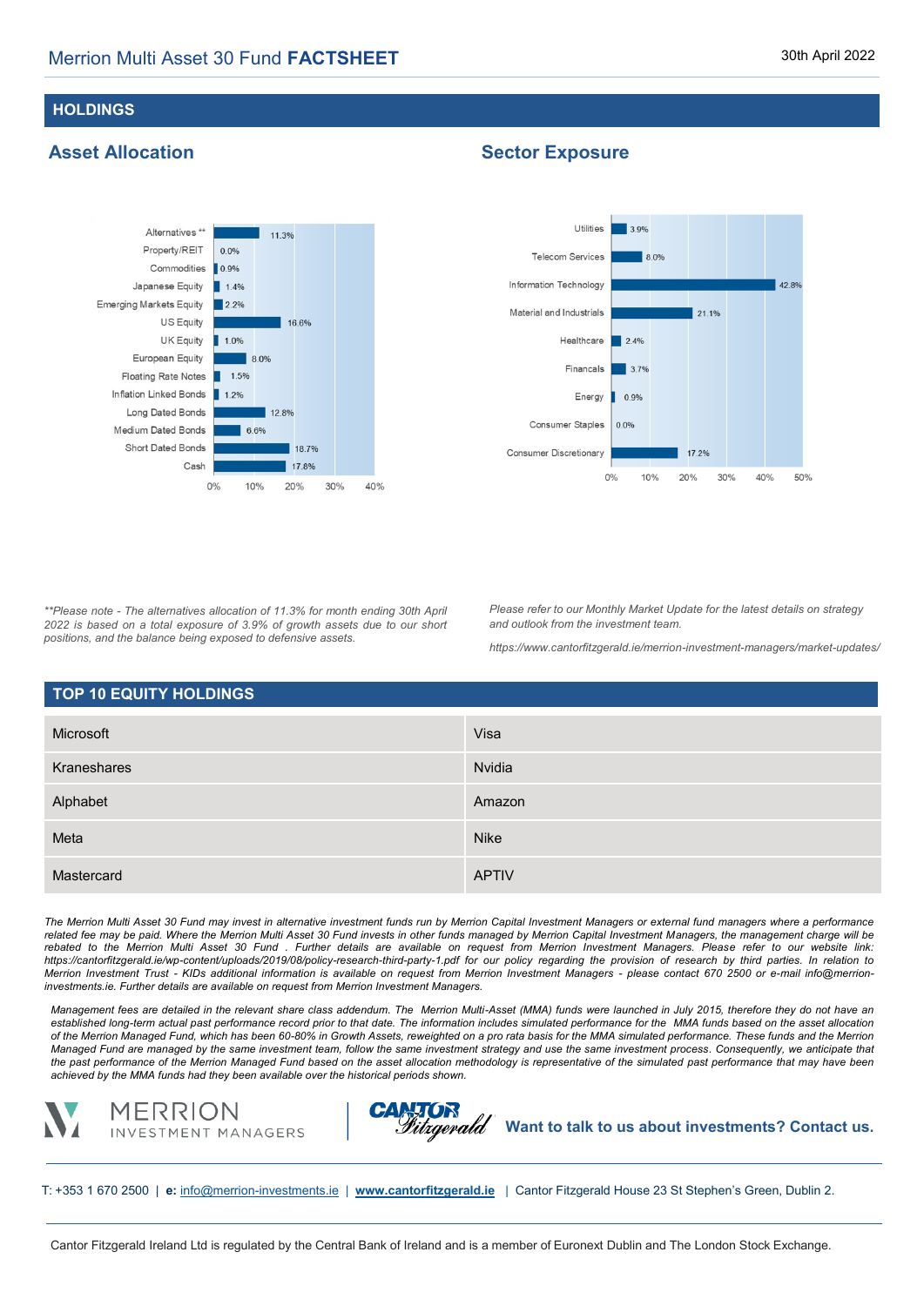## HOLDINGS

### Asset Allocation

Alternatives **
Property/REIT
Commodities
Japanese Equity
Emerging Markets Equity
US Equity
UK Equity
European Equity
Floating Rate Notes
Inflation Linked Bonds
Long Dated Bonds
Medium Dated Bonds
Short Dated Bonds
Cash

11.3%
0.0%
0.9%
1.4%
2.2%
16.6%
1.0%
8.0%
1.5%
1.2%
12.8%
6.6%
18.7%
17.8%

0% 10% 20% 30% 40%

### Sector Exposure

Utilities
Telecom Services
Information Technology
Material and Industrials
Healthcare
Financials
Energy
Consumer Staples
Consumer Discretionary

3.9%
8.0%
42.8%
21.1%
2.4%
3.7%
0.9%
0.0%
17.2%

0% 10% 20% 30% 40% 50%

*\*\*Please note - The alternatives allocation of 11.3% for month ending 30th April 2022 is based on a total exposure of 3.9% of growth assets due to our short positions, and the balance being exposed to defensive assets.*

*Please refer to our Monthly Market Update for the latest details on strategy and outlook from the investment team.*

*https://www.cantorfitzgerald.ie/merrion-investment-managers/market-updates/*

## TOP 10 EQUITY HOLDINGS

| | |
|---|---|
| Microsoft | Visa |
| Kraneshares | Nvidia |
| Alphabet | Amazon |
| Meta | Nike |
| Mastercard | APTIV |

*The Merrion Multi Asset 30 Fund may invest in alternative investment funds run by Merrion Capital Investment Managers or external fund managers where a performance related fee may be paid. Where the Merrion Multi Asset 30 Fund invests in other funds managed by Merrion Capital Investment Managers, the management charge will be rebated to the Merrion Multi Asset 30 Fund . Further details are available on request from Merrion Investment Managers. Please refer to our website link: https://cantorfitzgerald.ie/wp-content/uploads/2019/08/policy-research-third-party-1.pdf for our policy regarding the provision of research by third parties. In relation to Merrion Investment Trust - KIDs additional information is available on request from Merrion Investment Managers - please contact 670 2500 or e-mail info@merrion-investments.ie. Further details are available on request from Merrion Investment Managers.*

*Management fees are detailed in the relevant share class addendum. The Merrion Multi-Asset (MMA) funds were launched in July 2015, therefore they do not have an established long-term actual past performance record prior to that date. The information includes simulated performance for the MMA funds based on the asset allocation of the Merrion Managed Fund, which has been 60-80% in Growth Assets, reweighted on a pro rata basis for the MMA simulated performance. These funds and the Merrion Managed Fund are managed by the same investment team, follow the same investment strategy and use the same investment process. Consequently, we anticipate that the past performance of the Merrion Managed Fund based on the asset allocation methodology is representative of the simulated past performance that may have been achieved by the MMA funds had they been available over the historical periods shown.*

MERRION INVESTMENT MANAGERS | CANTOR Fitzgerald **Want to talk to us about investments? Contact us.**

T: +353 1 670 2500 | **e:** info@merrion-investments.ie | **www.cantorfitzgerald.ie** | Cantor Fitzgerald House 23 St Stephen's Green, Dublin 2.

Cantor Fitzgerald Ireland Ltd is regulated by the Central Bank of Ireland and is a member of Euronext Dublin and The London Stock Exchange.